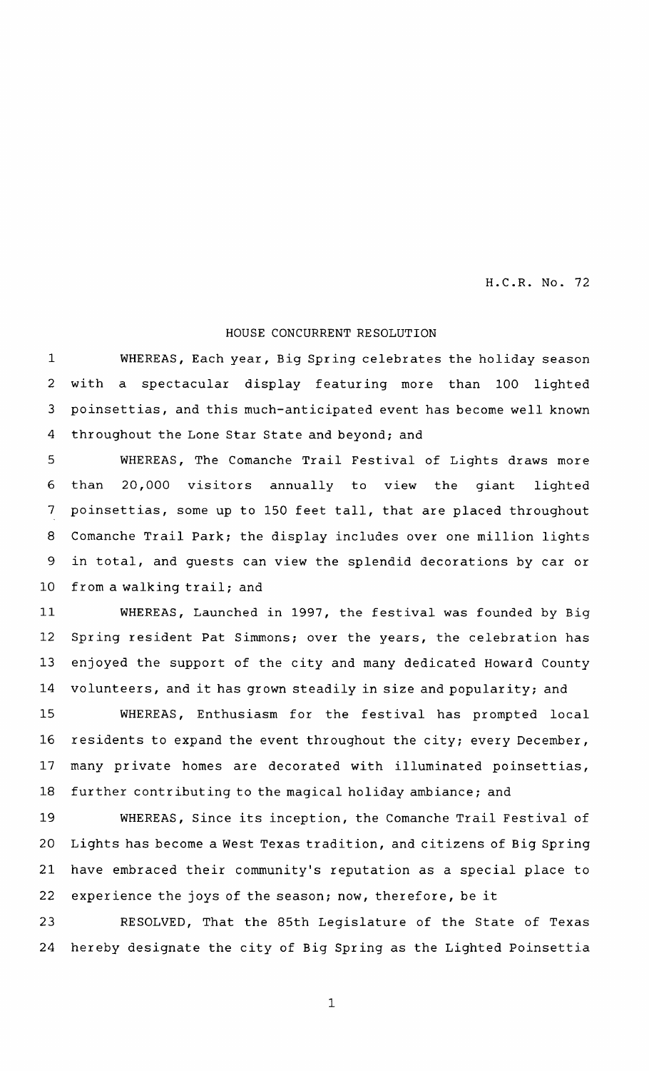H.C.R. No. 72

HOUSE CONCURRENT RESOLUTION

WHEREAS, Each year, Big Spring celebrates the holiday season with a spectacular display featuring more than 100 lighted poinsettias, and this much-anticipated event has become well known throughout the Lone Star State and beyond; and

WHEREAS, The Comanche Trail Festival of Lights draws more than 20,000 visitors annually to view the giant lighted poinsettias, some up to 150 feet tall, that are placed throughout Comanche Trail Park; the display includes over one million lights in total, and guests can view the splendid decorations by car or from a walking trail; and

WHEREAS, Launched in 1997, the festival was founded by Big Spring resident Pat Simmons; over the years, the celebration has enjoyed the support of the city and many dedicated Howard County volunteers, and it has grown steadily in size and popularity; and

WHEREAS, Enthusiasm for the festival has prompted local residents to expand the event throughout the city; every December, many private homes are decorated with illuminated poinsettias, further contributing to the magical holiday ambiance; and

WHEREAS, Since its inception, the Comanche Trail Festival of Lights has become a West Texas tradition, and citizens of Big Spring have embraced their community's reputation as a special place to experience the joys of the season; now, therefore, be it

RESOLVED, That the 85th Legislature of the State of Texas hereby designate the city of Big Spring as the Lighted Poinsettia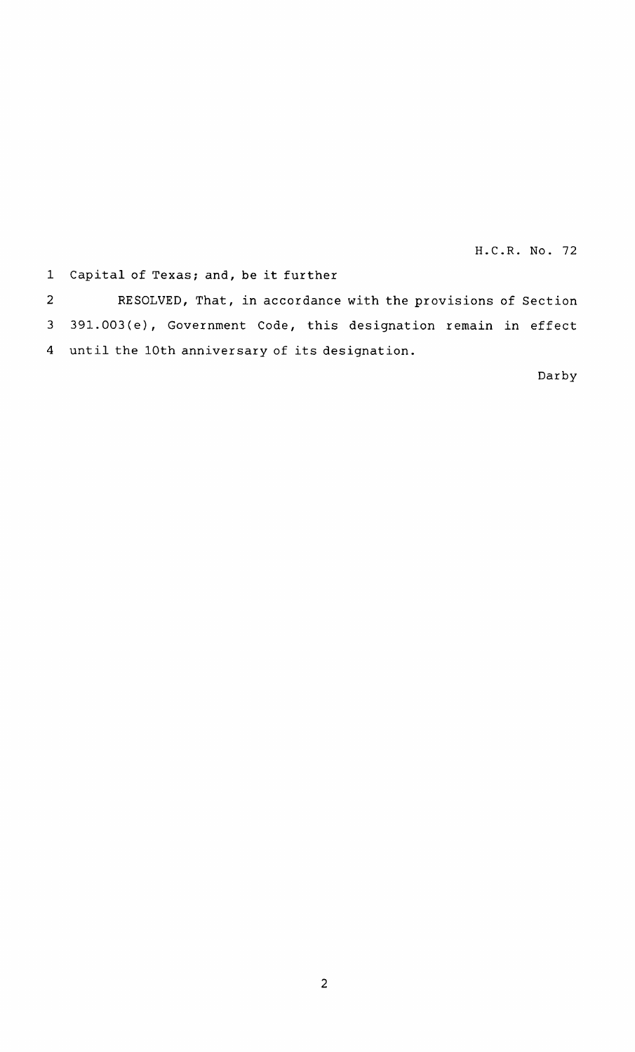Capital of Texas; and, be it further

RESOLVED, That, in accordance with the provisions of Section 391.003(e), Government Code, this designation remain in effect until the 10th anniversary of its designation.

Darby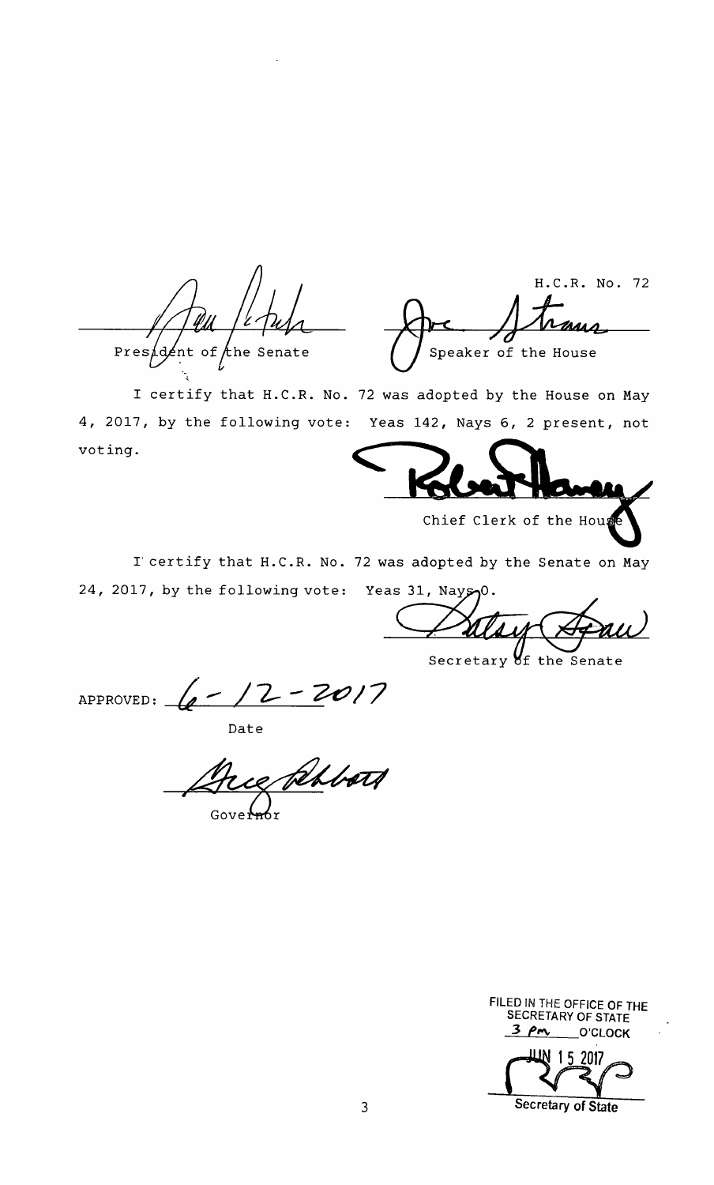H.C.R. No. 72

President of the Senate

Speaker of the House

I certify that H.C.R. No. 72 was adopted by the House on May 4, 2017, by the following vote: Yeas 142, Nays 6, 2 present, not voting.

Chief Clerk of the House

I certify that H.C.R. No. 72 was adopted by the Senate on May 24, 2017, by the following vote: Yeas 31, Nays 0.

Secretary of the Senate

APPROVED: 6-12-2017

Date

Governor

FILED IN THE OFFICE OF THE SECRETARY OF STATE

3 PM O'CLOCK

JUN 15 2017

Secretary of State